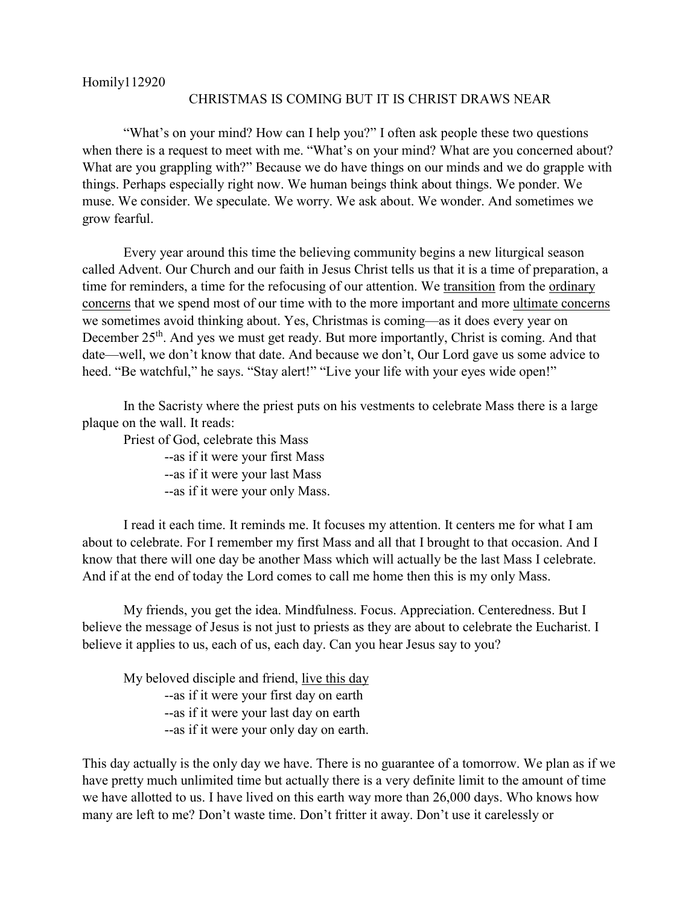Homily112920

# CHRISTMAS IS COMING BUT IT IS CHRIST DRAWS NEAR

"What's on your mind? How can I help you?" I often ask people these two questions when there is a request to meet with me. "What's on your mind? What are you concerned about? What are you grappling with?" Because we do have things on our minds and we do grapple with things. Perhaps especially right now. We human beings think about things. We ponder. We muse. We consider. We speculate. We worry. We ask about. We wonder. And sometimes we grow fearful.

Every year around this time the believing community begins a new liturgical season called Advent. Our Church and our faith in Jesus Christ tells us that it is a time of preparation, a time for reminders, a time for the refocusing of our attention. We <u>transition</u> from the <u>ordinary concerns</u> that we spend most of our time with to the more important and more <u>ultimate concerns</u> we sometimes avoid thinking about. Yes, Christmas is coming—as it does every year on December 25th. And yes we must get ready. But more importantly, Christ is coming. And that date—well, we don't know that date. And because we don't, Our Lord gave us some advice to heed. "Be watchful," he says. "Stay alert!" "Live your life with your eyes wide open!"

In the Sacristy where the priest puts on his vestments to celebrate Mass there is a large plaque on the wall. It reads:

> Priest of God, celebrate this Mass
> --as if it were your first Mass
> --as if it were your last Mass
> --as if it were your only Mass.

I read it each time. It reminds me. It focuses my attention. It centers me for what I am about to celebrate. For I remember my first Mass and all that I brought to that occasion. And I know that there will one day be another Mass which will actually be the last Mass I celebrate. And if at the end of today the Lord comes to call me home then this is my only Mass.

My friends, you get the idea. Mindfulness. Focus. Appreciation. Centeredness. But I believe the message of Jesus is not just to priests as they are about to celebrate the Eucharist. I believe it applies to us, each of us, each day. Can you hear Jesus say to you?

> My beloved disciple and friend, <u>live this day</u>
> --as if it were your first day on earth
> --as if it were your last day on earth
> --as if it were your only day on earth.

This day actually is the only day we have. There is no guarantee of a tomorrow. We plan as if we have pretty much unlimited time but actually there is a very definite limit to the amount of time we have allotted to us. I have lived on this earth way more than 26,000 days. Who knows how many are left to me? Don't waste time. Don't fritter it away. Don't use it carelessly or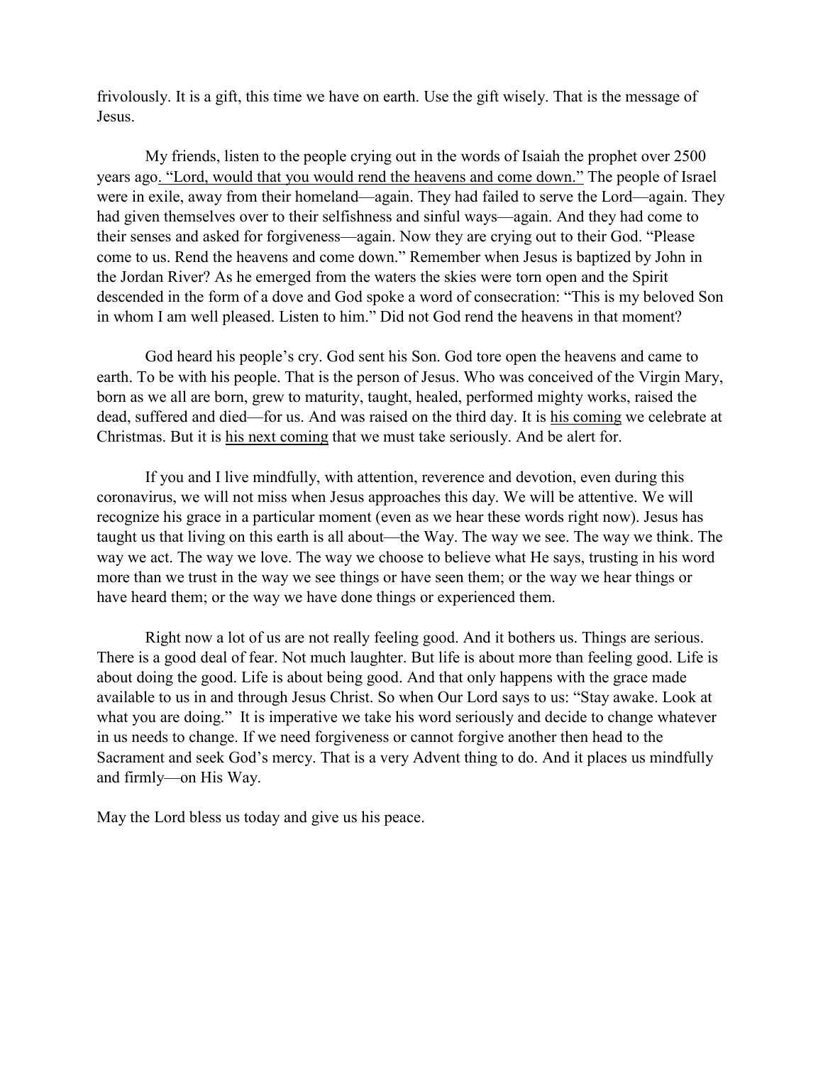frivolously. It is a gift, this time we have on earth. Use the gift wisely. That is the message of Jesus.

My friends, listen to the people crying out in the words of Isaiah the prophet over 2500 years ago. "Lord, would that you would rend the heavens and come down." The people of Israel were in exile, away from their homeland—again. They had failed to serve the Lord—again. They had given themselves over to their selfishness and sinful ways—again. And they had come to their senses and asked for forgiveness—again. Now they are crying out to their God. "Please come to us. Rend the heavens and come down." Remember when Jesus is baptized by John in the Jordan River? As he emerged from the waters the skies were torn open and the Spirit descended in the form of a dove and God spoke a word of consecration: "This is my beloved Son in whom I am well pleased. Listen to him." Did not God rend the heavens in that moment?

God heard his people's cry. God sent his Son. God tore open the heavens and came to earth. To be with his people. That is the person of Jesus. Who was conceived of the Virgin Mary, born as we all are born, grew to maturity, taught, healed, performed mighty works, raised the dead, suffered and died—for us. And was raised on the third day. It is his coming we celebrate at Christmas. But it is his next coming that we must take seriously. And be alert for.

If you and I live mindfully, with attention, reverence and devotion, even during this coronavirus, we will not miss when Jesus approaches this day. We will be attentive. We will recognize his grace in a particular moment (even as we hear these words right now). Jesus has taught us that living on this earth is all about—the Way. The way we see. The way we think. The way we act. The way we love. The way we choose to believe what He says, trusting in his word more than we trust in the way we see things or have seen them; or the way we hear things or have heard them; or the way we have done things or experienced them.

Right now a lot of us are not really feeling good. And it bothers us. Things are serious. There is a good deal of fear. Not much laughter. But life is about more than feeling good. Life is about doing the good. Life is about being good. And that only happens with the grace made available to us in and through Jesus Christ. So when Our Lord says to us: "Stay awake. Look at what you are doing." It is imperative we take his word seriously and decide to change whatever in us needs to change. If we need forgiveness or cannot forgive another then head to the Sacrament and seek God's mercy. That is a very Advent thing to do. And it places us mindfully and firmly—on His Way.

May the Lord bless us today and give us his peace.